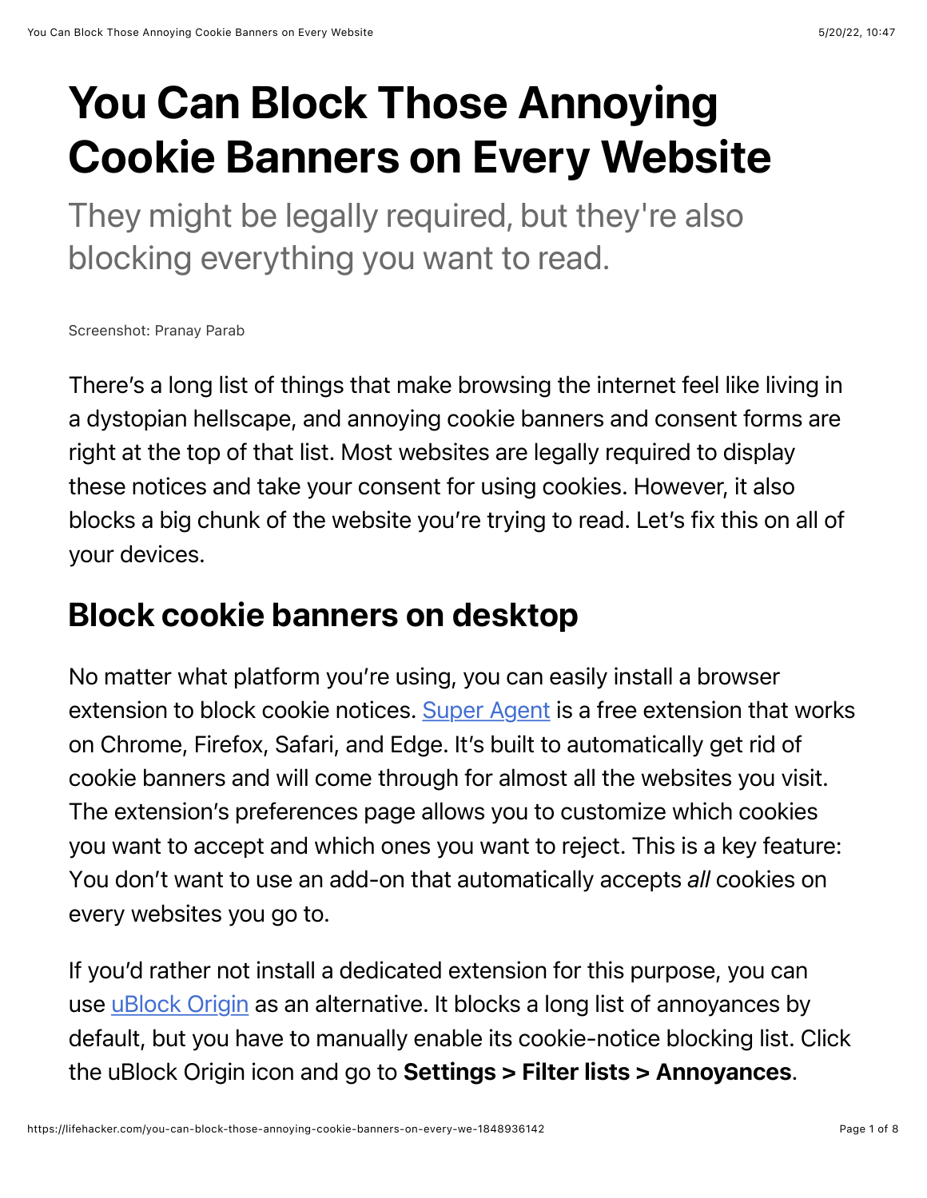# You Can Block Those Annoying Cookie Banners on Every Website

They might be legally required, but they're also blocking everything you want to read.

Screenshot: Pranay Parab

There's a long list of things that make browsing the internet feel like living in a dystopian hellscape, and annoying cookie banners and consent forms are right at the top of that list. Most websites are legally required to display these notices and take your consent for using cookies. However, it also blocks a big chunk of the website you're trying to read. Let's fix this on all of your devices.

## Block cookie banners on desktop

No matter what platform you're using, you can easily install a browser extension to block cookie notices. Super Agent is a free extension that works on Chrome, Firefox, Safari, and Edge. It's built to automatically get rid of cookie banners and will come through for almost all the websites you visit. The extension's preferences page allows you to customize which cookies you want to accept and which ones you want to reject. This is a key feature: You don't want to use an add-on that automatically accepts *all* cookies on every websites you go to.

If you'd rather not install a dedicated extension for this purpose, you can use uBlock Origin as an alternative. It blocks a long list of annoyances by default, but you have to manually enable its cookie-notice blocking list. Click the uBlock Origin icon and go to **Settings > Filter lists > Annoyances**.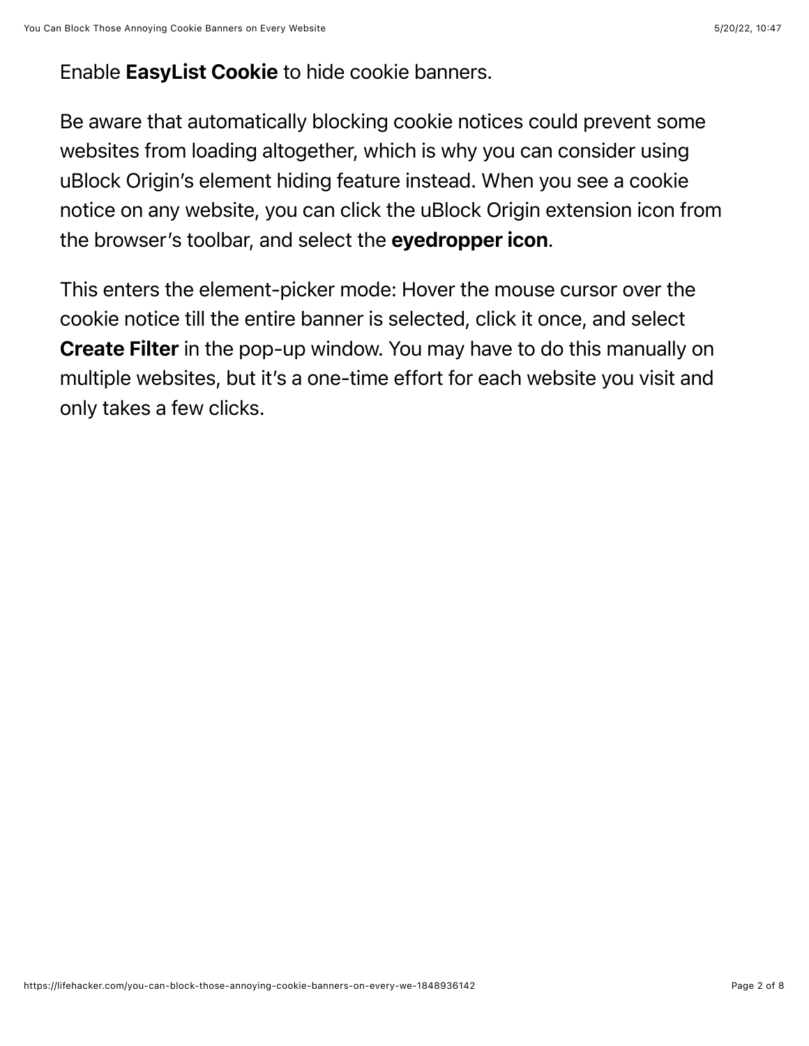Enable **EasyList Cookie** to hide cookie banners.

Be aware that automatically blocking cookie notices could prevent some websites from loading altogether, which is why you can consider using uBlock Origin's element hiding feature instead. When you see a cookie notice on any website, you can click the uBlock Origin extension icon from the browser's toolbar, and select the **eyedropper icon**.

This enters the element-picker mode: Hover the mouse cursor over the cookie notice till the entire banner is selected, click it once, and select **Create Filter** in the pop-up window. You may have to do this manually on multiple websites, but it's a one-time effort for each website you visit and only takes a few clicks.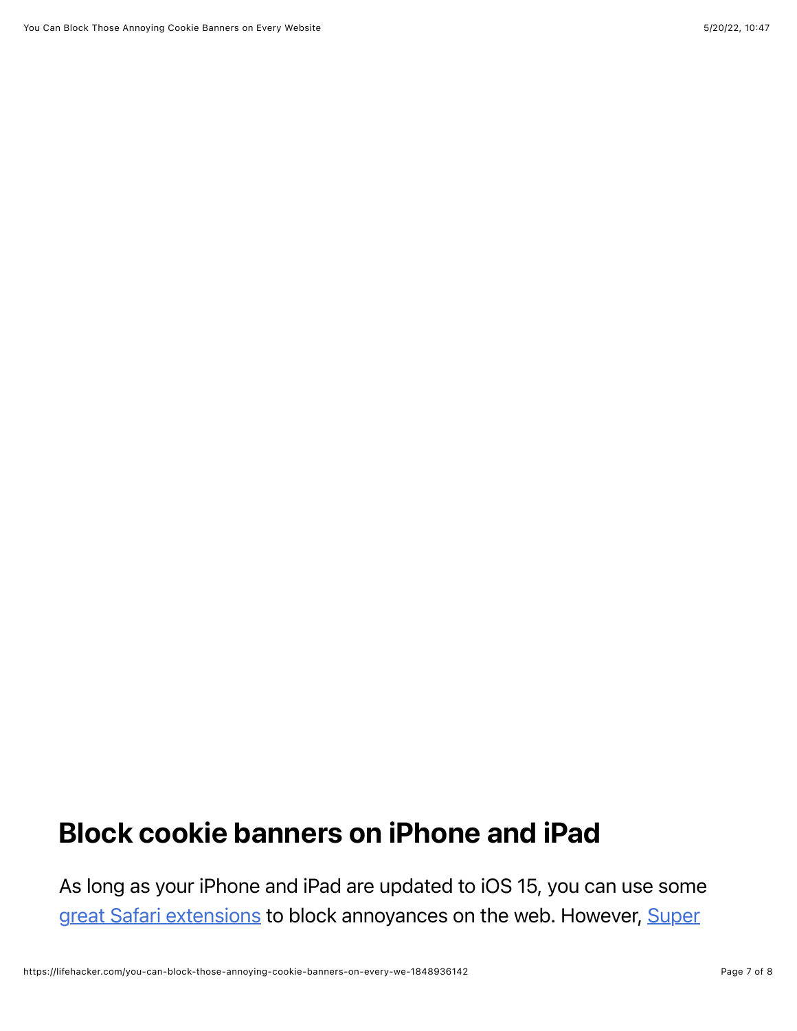## Block cookie banners on iPhone and iPad

As long as your iPhone and iPad are updated to iOS 15, you can use some great Safari extensions to block annoyances on the web. However, Super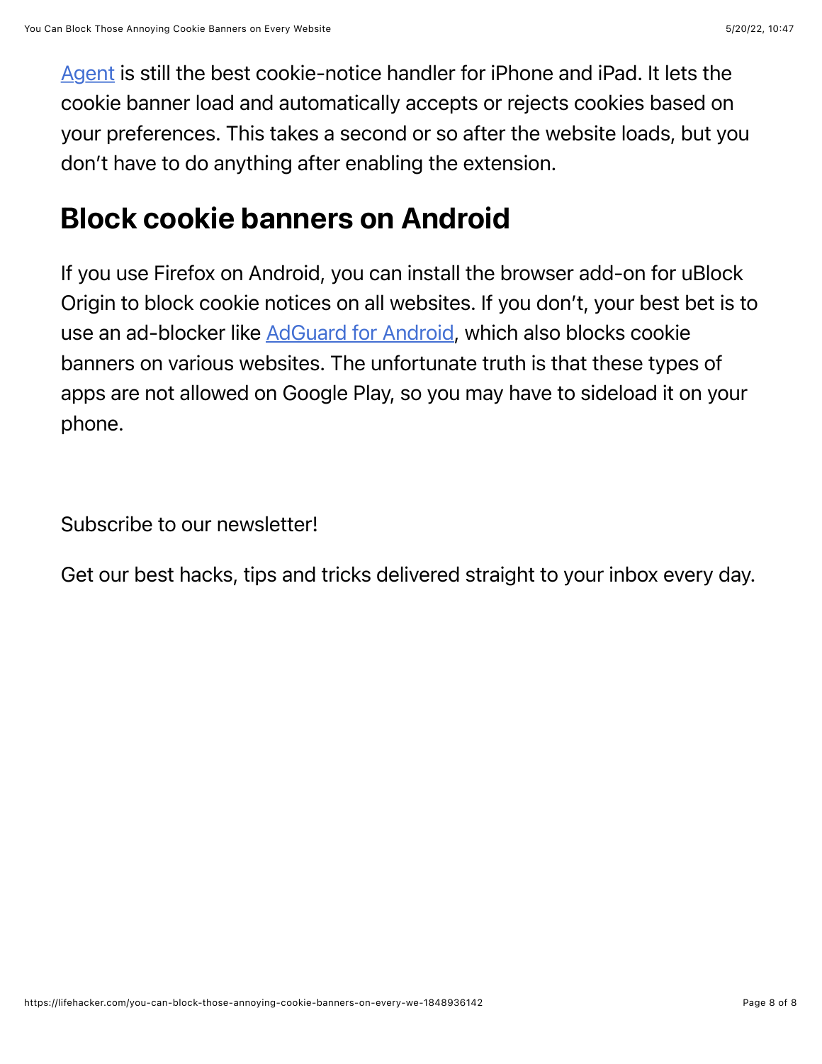Agent is still the best cookie-notice handler for iPhone and iPad. It lets the cookie banner load and automatically accepts or rejects cookies based on your preferences. This takes a second or so after the website loads, but you don't have to do anything after enabling the extension.

## Block cookie banners on Android

If you use Firefox on Android, you can install the browser add-on for uBlock Origin to block cookie notices on all websites. If you don't, your best bet is to use an ad-blocker like AdGuard for Android, which also blocks cookie banners on various websites. The unfortunate truth is that these types of apps are not allowed on Google Play, so you may have to sideload it on your phone.

Subscribe to our newsletter!

Get our best hacks, tips and tricks delivered straight to your inbox every day.